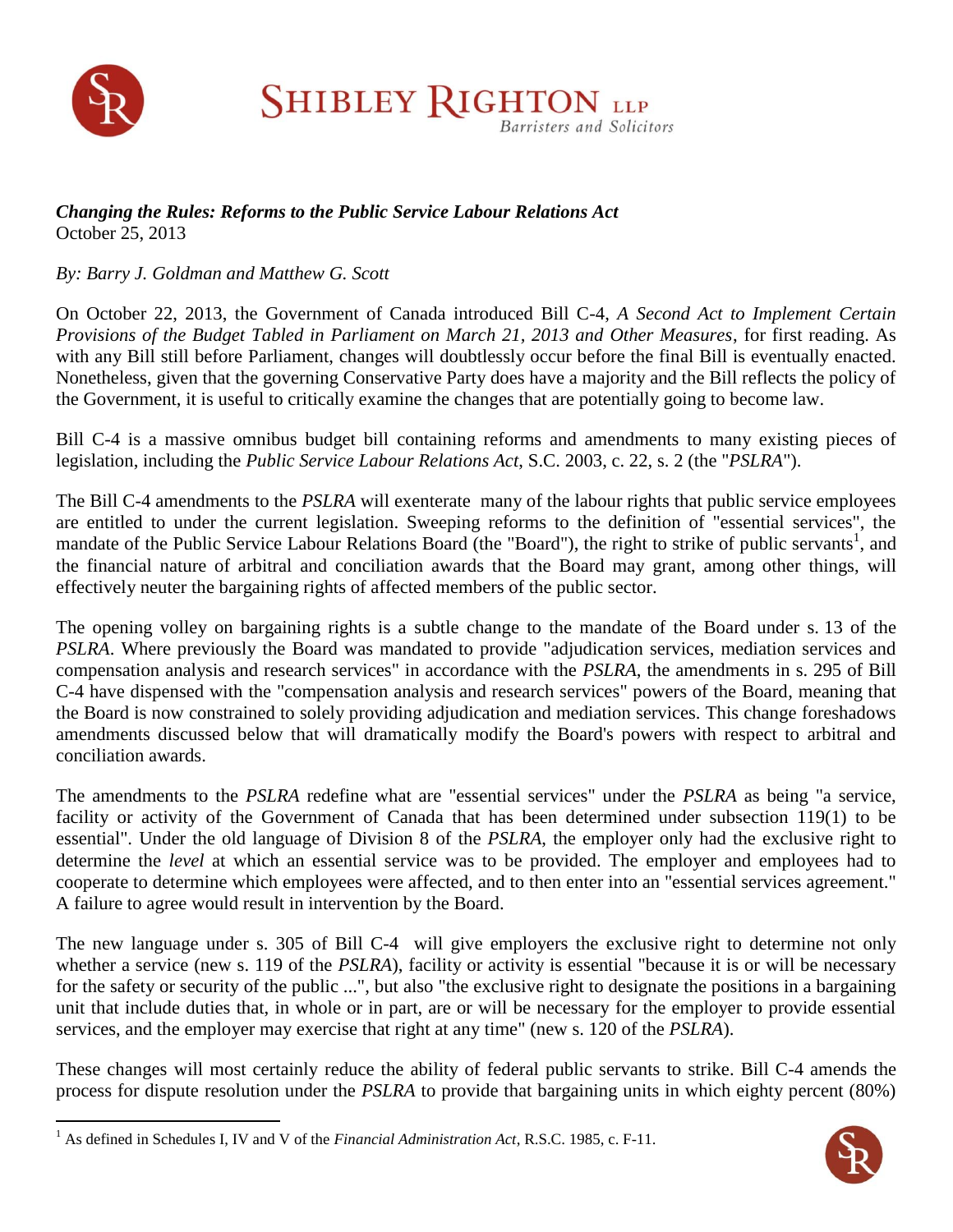**SHIBLEY RIGHTON LLP**
*Barristers and Solicitors*

***Changing the Rules: Reforms to the Public Service Labour Relations Act***
October 25, 2013

*By: Barry J. Goldman and Matthew G. Scott*

On October 22, 2013, the Government of Canada introduced Bill C-4, *A Second Act to Implement Certain Provisions of the Budget Tabled in Parliament on March 21, 2013 and Other Measures*, for first reading. As with any Bill still before Parliament, changes will doubtlessly occur before the final Bill is eventually enacted. Nonetheless, given that the governing Conservative Party does have a majority and the Bill reflects the policy of the Government, it is useful to critically examine the changes that are potentially going to become law.

Bill C-4 is a massive omnibus budget bill containing reforms and amendments to many existing pieces of legislation, including the *Public Service Labour Relations Act*, S.C. 2003, c. 22, s. 2 (the "*PSLRA*").

The Bill C-4 amendments to the *PSLRA* will exenterate many of the labour rights that public service employees are entitled to under the current legislation. Sweeping reforms to the definition of "essential services", the mandate of the Public Service Labour Relations Board (the "Board"), the right to strike of public servants[1], and the financial nature of arbitral and conciliation awards that the Board may grant, among other things, will effectively neuter the bargaining rights of affected members of the public sector.

The opening volley on bargaining rights is a subtle change to the mandate of the Board under s. 13 of the *PSLRA*. Where previously the Board was mandated to provide "adjudication services, mediation services and compensation analysis and research services" in accordance with the *PSLRA*, the amendments in s. 295 of Bill C-4 have dispensed with the "compensation analysis and research services" powers of the Board, meaning that the Board is now constrained to solely providing adjudication and mediation services. This change foreshadows amendments discussed below that will dramatically modify the Board's powers with respect to arbitral and conciliation awards.

The amendments to the *PSLRA* redefine what are "essential services" under the *PSLRA* as being "a service, facility or activity of the Government of Canada that has been determined under subsection 119(1) to be essential". Under the old language of Division 8 of the *PSLRA*, the employer only had the exclusive right to determine the *level* at which an essential service was to be provided. The employer and employees had to cooperate to determine which employees were affected, and to then enter into an "essential services agreement." A failure to agree would result in intervention by the Board.

The new language under s. 305 of Bill C-4 will give employers the exclusive right to determine not only whether a service (new s. 119 of the *PSLRA*), facility or activity is essential "because it is or will be necessary for the safety or security of the public ...", but also "the exclusive right to designate the positions in a bargaining unit that include duties that, in whole or in part, are or will be necessary for the employer to provide essential services, and the employer may exercise that right at any time" (new s. 120 of the *PSLRA*).

These changes will most certainly reduce the ability of federal public servants to strike. Bill C-4 amends the process for dispute resolution under the *PSLRA* to provide that bargaining units in which eighty percent (80%)

[1] As defined in Schedules I, IV and V of the *Financial Administration Act*, R.S.C. 1985, c. F-11.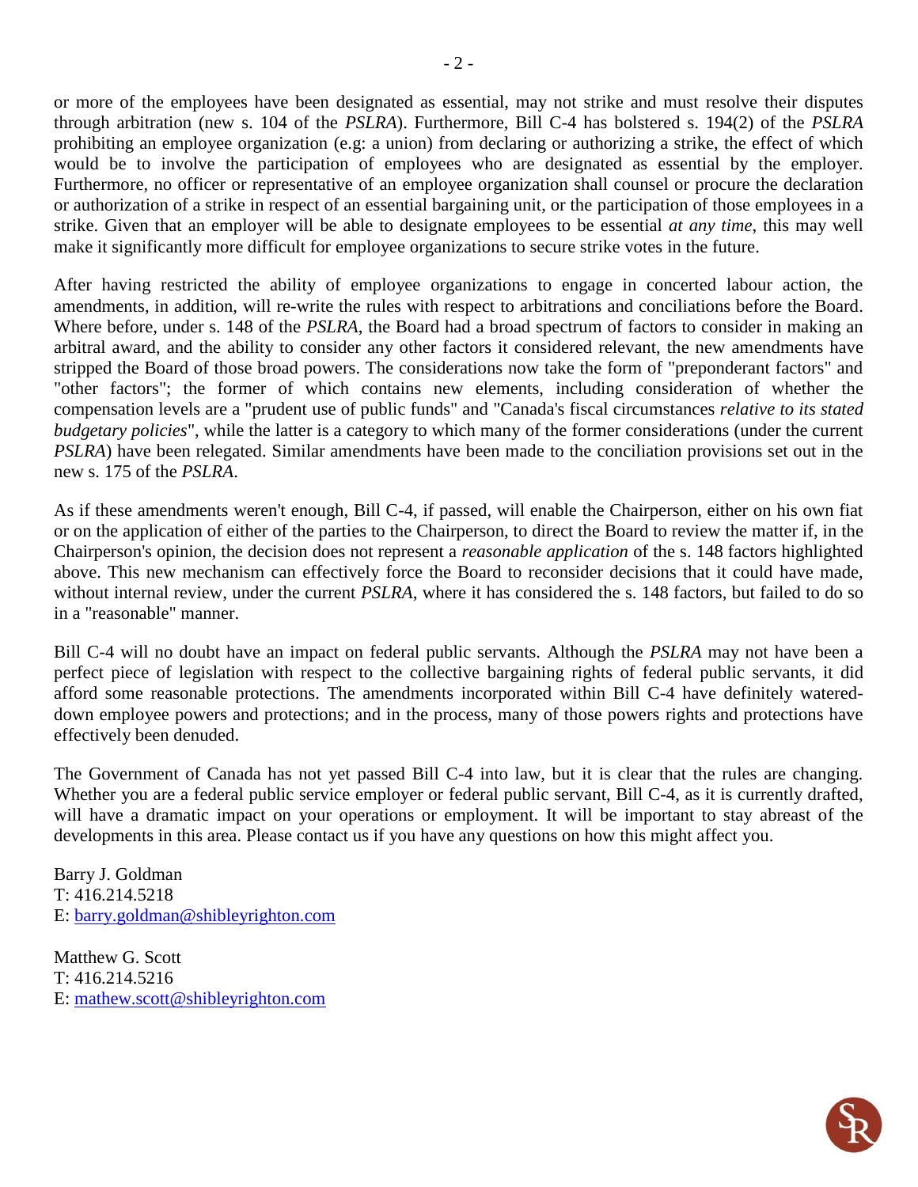or more of the employees have been designated as essential, may not strike and must resolve their disputes through arbitration (new s. 104 of the *PSLRA*). Furthermore, Bill C-4 has bolstered s. 194(2) of the *PSLRA* prohibiting an employee organization (e.g: a union) from declaring or authorizing a strike, the effect of which would be to involve the participation of employees who are designated as essential by the employer. Furthermore, no officer or representative of an employee organization shall counsel or procure the declaration or authorization of a strike in respect of an essential bargaining unit, or the participation of those employees in a strike. Given that an employer will be able to designate employees to be essential *at any time*, this may well make it significantly more difficult for employee organizations to secure strike votes in the future.

After having restricted the ability of employee organizations to engage in concerted labour action, the amendments, in addition, will re-write the rules with respect to arbitrations and conciliations before the Board. Where before, under s. 148 of the *PSLRA*, the Board had a broad spectrum of factors to consider in making an arbitral award, and the ability to consider any other factors it considered relevant, the new amendments have stripped the Board of those broad powers. The considerations now take the form of "preponderant factors" and "other factors"; the former of which contains new elements, including consideration of whether the compensation levels are a "prudent use of public funds" and "Canada's fiscal circumstances *relative to its stated budgetary policies*", while the latter is a category to which many of the former considerations (under the current *PSLRA*) have been relegated. Similar amendments have been made to the conciliation provisions set out in the new s. 175 of the *PSLRA*.

As if these amendments weren't enough, Bill C-4, if passed, will enable the Chairperson, either on his own fiat or on the application of either of the parties to the Chairperson, to direct the Board to review the matter if, in the Chairperson's opinion, the decision does not represent a *reasonable application* of the s. 148 factors highlighted above. This new mechanism can effectively force the Board to reconsider decisions that it could have made, without internal review, under the current *PSLRA*, where it has considered the s. 148 factors, but failed to do so in a "reasonable" manner.

Bill C-4 will no doubt have an impact on federal public servants. Although the *PSLRA* may not have been a perfect piece of legislation with respect to the collective bargaining rights of federal public servants, it did afford some reasonable protections. The amendments incorporated within Bill C-4 have definitely watered-down employee powers and protections; and in the process, many of those powers rights and protections have effectively been denuded.

The Government of Canada has not yet passed Bill C-4 into law, but it is clear that the rules are changing. Whether you are a federal public service employer or federal public servant, Bill C-4, as it is currently drafted, will have a dramatic impact on your operations or employment. It will be important to stay abreast of the developments in this area. Please contact us if you have any questions on how this might affect you.

Barry J. Goldman  
T: 416.214.5218  
E: [barry.goldman@shibleyrighton.com](mailto:barry.goldman@shibleyrighton.com)

Matthew G. Scott  
T: 416.214.5216  
E: [mathew.scott@shibleyrighton.com](mailto:mathew.scott@shibleyrighton.com)